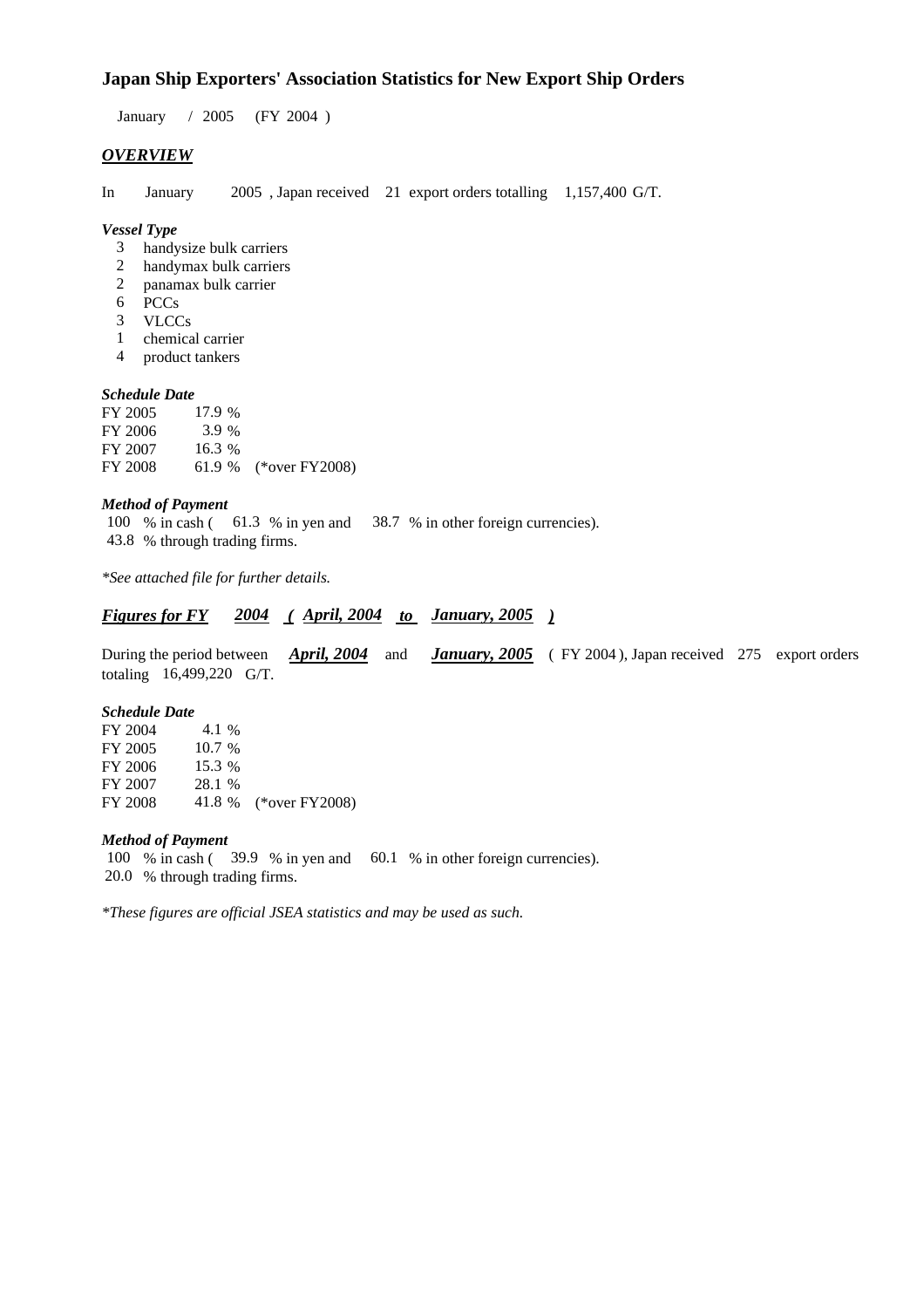# Japan Ship Exporters' Association Statistics for New Export Ship Orders

January / 2005 (FY 2004 )

## *OVERVIEW*

In January 2005 , Japan received 21 export orders totalling 1,157,400 G/T.

***Vessel Type***

- 3 handysize bulk carriers
- 2 handymax bulk carriers
- 2 panamax bulk carrier
- 6 PCCs
- 3 VLCCs
- 1 chemical carrier
- 4 product tankers

***Schedule Date***

| | | |
|---|---|---|
| FY 2005 | 17.9 % | |
| FY 2006 | 3.9 % | |
| FY 2007 | 16.3 % | |
| FY 2008 | 61.9 % | (*over FY2008) |

***Method of Payment***

100 % in cash ( 61.3 % in yen and 38.7 % in other foreign currencies).
43.8 % through trading firms.

*\*See attached file for further details.*

## ***Figures for FY 2004 ( April, 2004 to January, 2005 )***

During the period between ***April, 2004*** and ***January, 2005*** ( FY 2004 ), Japan received 275 export orders totaling 16,499,220 G/T.

***Schedule Date***

| | | |
|---|---|---|
| FY 2004 | 4.1 % | |
| FY 2005 | 10.7 % | |
| FY 2006 | 15.3 % | |
| FY 2007 | 28.1 % | |
| FY 2008 | 41.8 % | (*over FY2008) |

***Method of Payment***

100 % in cash ( 39.9 % in yen and 60.1 % in other foreign currencies).
20.0 % through trading firms.

*\*These figures are official JSEA statistics and may be used as such.*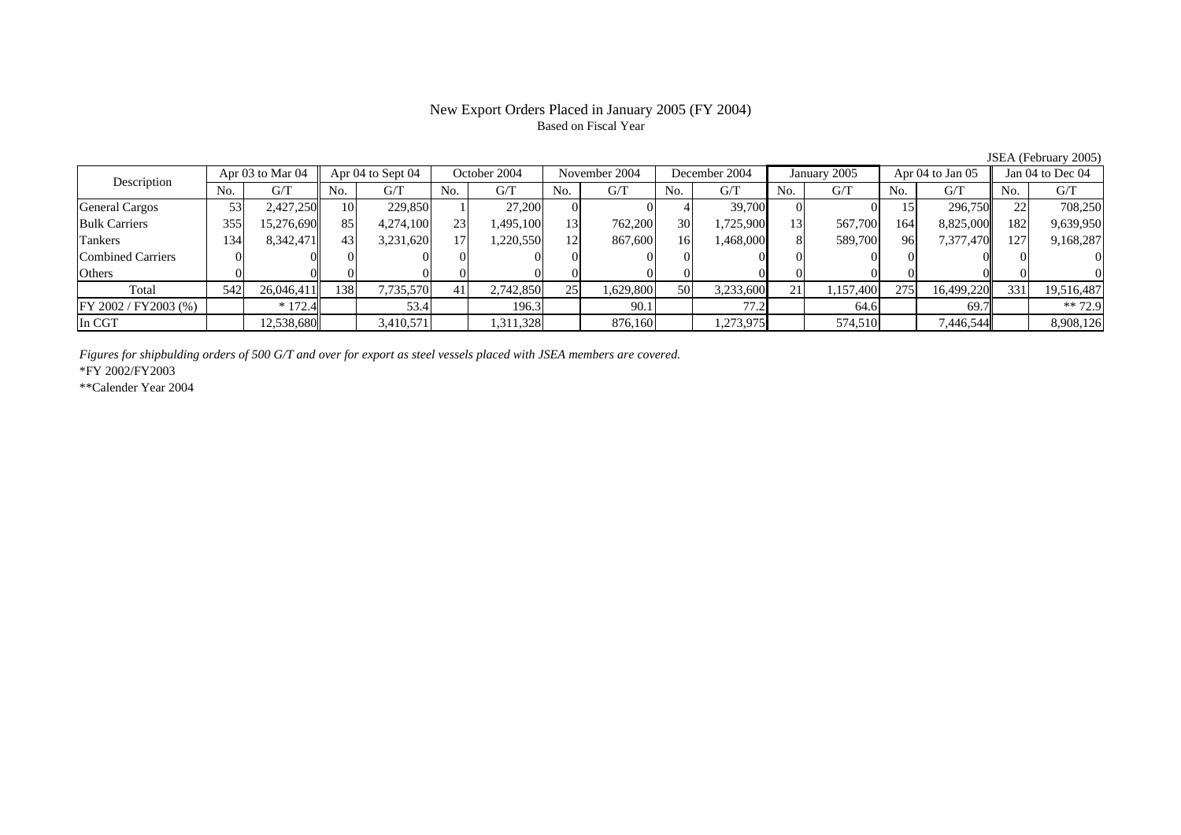# New Export Orders Placed in January 2005 (FY 2004)

Based on Fiscal Year

JSEA (February 2005)

| Description | Apr 03 to Mar 04 | | Apr 04 to Sept 04 | | October 2004 | | November 2004 | | December 2004 | | January 2005 | | Apr 04 to Jan 05 | | Jan 04 to Dec 04 | |
|---|---|---|---|---|---|---|---|---|---|---|---|---|---|---|---|---|
| | No. | G/T | No. | G/T | No. | G/T | No. | G/T | No. | G/T | No. | G/T | No. | G/T | No. | G/T |
| General Cargos | 53 | 2,427,250 | 10 | 229,850 | 1 | 27,200 | 0 | 0 | 4 | 39,700 | 0 | 0 | 15 | 296,750 | 22 | 708,250 |
| Bulk Carriers | 355 | 15,276,690 | 85 | 4,274,100 | 23 | 1,495,100 | 13 | 762,200 | 30 | 1,725,900 | 13 | 567,700 | 164 | 8,825,000 | 182 | 9,639,950 |
| Tankers | 134 | 8,342,471 | 43 | 3,231,620 | 17 | 1,220,550 | 12 | 867,600 | 16 | 1,468,000 | 8 | 589,700 | 96 | 7,377,470 | 127 | 9,168,287 |
| Combined Carriers | 0 | 0 | 0 | 0 | 0 | 0 | 0 | 0 | 0 | 0 | 0 | 0 | 0 | 0 | 0 | 0 |
| Others | 0 | 0 | 0 | 0 | 0 | 0 | 0 | 0 | 0 | 0 | 0 | 0 | 0 | 0 | 0 | 0 |
| Total | 542 | 26,046,411 | 138 | 7,735,570 | 41 | 2,742,850 | 25 | 1,629,800 | 50 | 3,233,600 | 21 | 1,157,400 | 275 | 16,499,220 | 331 | 19,516,487 |
| FY 2002 / FY2003 (%) | | * 172.4 | | 53.4 | | 196.3 | | 90.1 | | 77.2 | | 64.6 | | 69.7 | | ** 72.9 |
| In CGT | | 12,538,680 | | 3,410,571 | | 1,311,328 | | 876,160 | | 1,273,975 | | 574,510 | | 7,446,544 | | 8,908,126 |

*Figures for shipbulding orders of 500 G/T and over for export as steel vessels placed with JSEA members are covered.*

*FY 2002/FY2003

**Calender Year 2004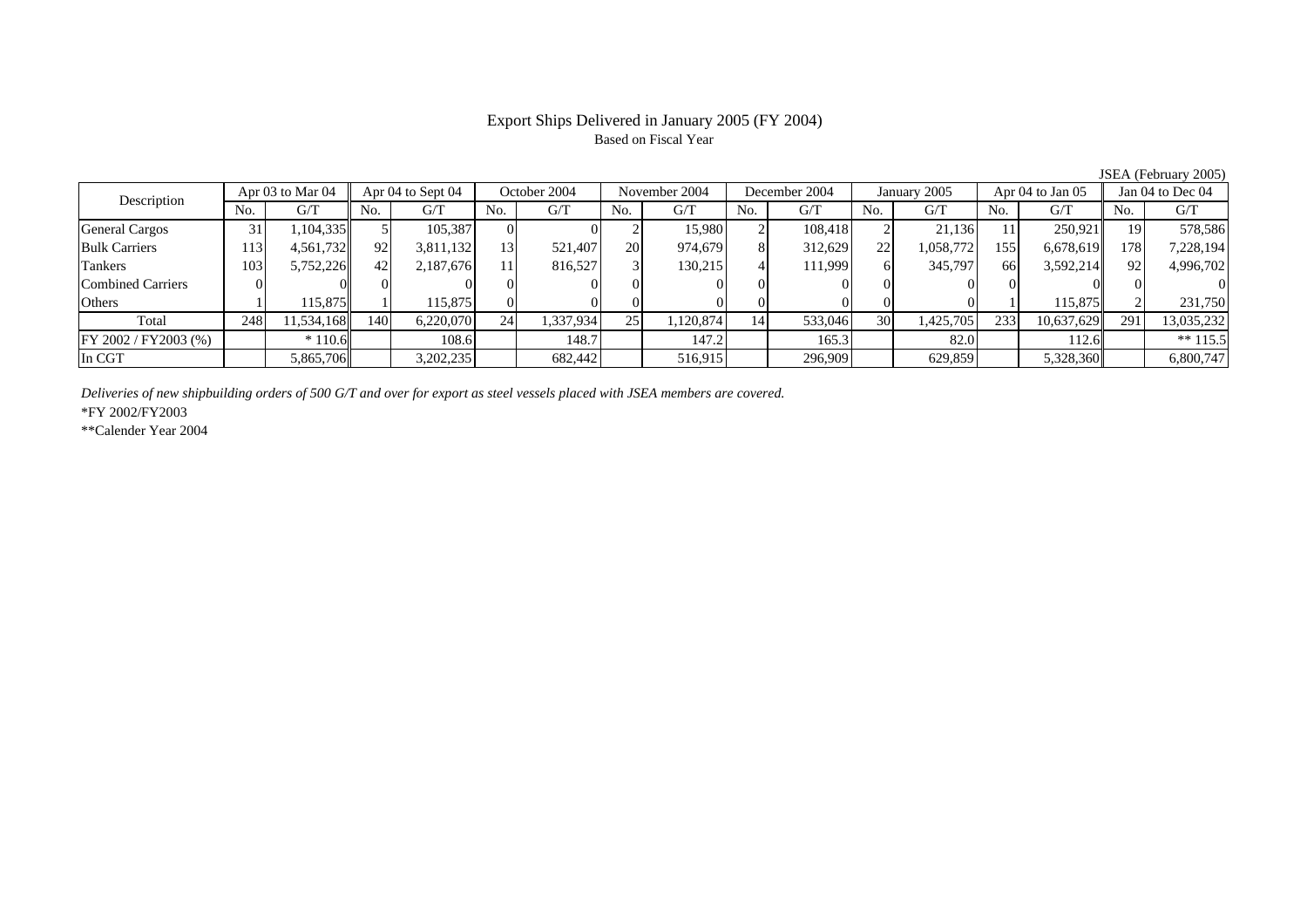# Export Ships Delivered in January 2005 (FY 2004)

Based on Fiscal Year

JSEA (February 2005)

| Description | Apr 03 to Mar 04 | | Apr 04 to Sept 04 | | October 2004 | | November 2004 | | December 2004 | | January 2005 | | Apr 04 to Jan 05 | | Jan 04 to Dec 04 | |
|---|---|---|---|---|---|---|---|---|---|---|---|---|---|---|---|---|
| | No. | G/T | No. | G/T | No. | G/T | No. | G/T | No. | G/T | No. | G/T | No. | G/T | No. | G/T |
| General Cargos | 31 | 1,104,335 | 5 | 105,387 | 0 | 0 | 2 | 15,980 | 2 | 108,418 | 2 | 21,136 | 11 | 250,921 | 19 | 578,586 |
| Bulk Carriers | 113 | 4,561,732 | 92 | 3,811,132 | 13 | 521,407 | 20 | 974,679 | 8 | 312,629 | 22 | 1,058,772 | 155 | 6,678,619 | 178 | 7,228,194 |
| Tankers | 103 | 5,752,226 | 42 | 2,187,676 | 11 | 816,527 | 3 | 130,215 | 4 | 111,999 | 6 | 345,797 | 66 | 3,592,214 | 92 | 4,996,702 |
| Combined Carriers | 0 | 0 | 0 | 0 | 0 | 0 | 0 | 0 | 0 | 0 | 0 | 0 | 0 | 0 | 0 | 0 |
| Others | 1 | 115,875 | 1 | 115,875 | 0 | 0 | 0 | 0 | 0 | 0 | 0 | 0 | 1 | 115,875 | 2 | 231,750 |
| Total | 248 | 11,534,168 | 140 | 6,220,070 | 24 | 1,337,934 | 25 | 1,120,874 | 14 | 533,046 | 30 | 1,425,705 | 233 | 10,637,629 | 291 | 13,035,232 |
| FY 2002 / FY2003 (%) | | * 110.6 | | 108.6 | | 148.7 | | 147.2 | | 165.3 | | 82.0 | | 112.6 | | ** 115.5 |
| In CGT | | 5,865,706 | | 3,202,235 | | 682,442 | | 516,915 | | 296,909 | | 629,859 | | 5,328,360 | | 6,800,747 |

*Deliveries of new shipbuilding orders of 500 G/T and over for export as steel vessels placed with JSEA members are covered.*

*FY 2002/FY2003

**Calender Year 2004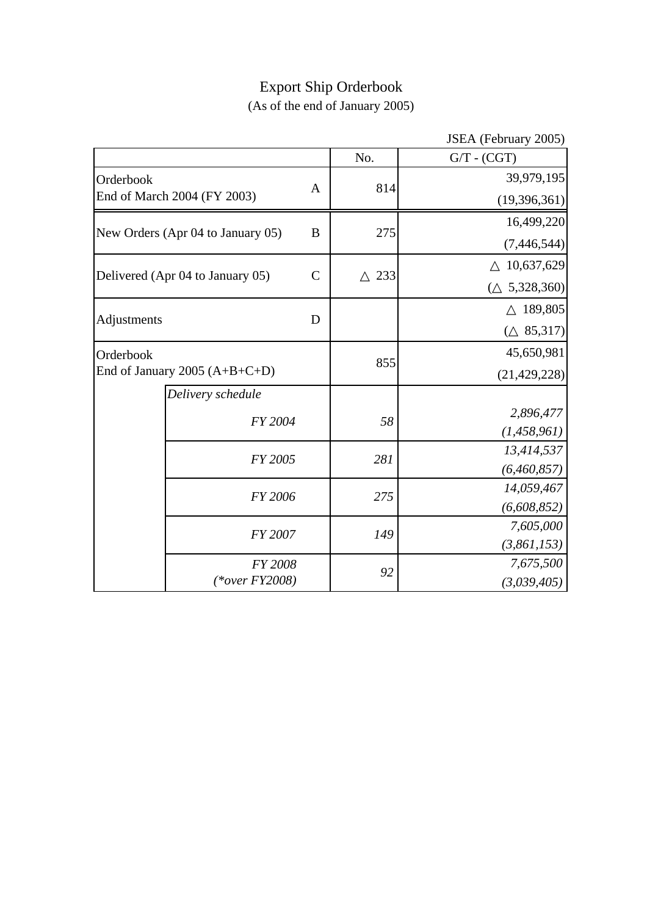# Export Ship Orderbook

(As of the end of January 2005)

JSEA (February 2005)

| | | | No. | G/T - (CGT) |
|---|---|---|---|---|
| Orderbook<br>End of March 2004 (FY 2003) | | A | 814 | 39,979,195<br>(19,396,361) |
| New Orders (Apr 04 to January 05) | | B | 275 | 16,499,220<br>(7,446,544) |
| Delivered (Apr 04 to January 05) | | C | △ 233 | △ 10,637,629<br>(△ 5,328,360) |
| Adjustments | | D | | △ 189,805<br>(△ 85,317) |
| Orderbook<br>End of January 2005 (A+B+C+D) | | | 855 | 45,650,981<br>(21,429,228) |
| | *Delivery schedule*<br>*FY 2004* | | *58* | *2,896,477*<br>*(1,458,961)* |
| | *FY 2005* | | *281* | *13,414,537*<br>*(6,460,857)* |
| | *FY 2006* | | *275* | *14,059,467*<br>*(6,608,852)* |
| | *FY 2007* | | *149* | *7,605,000*<br>*(3,861,153)* |
| | *FY 2008*<br>*(*over FY2008)* | | *92* | *7,675,500*<br>*(3,039,405)* |